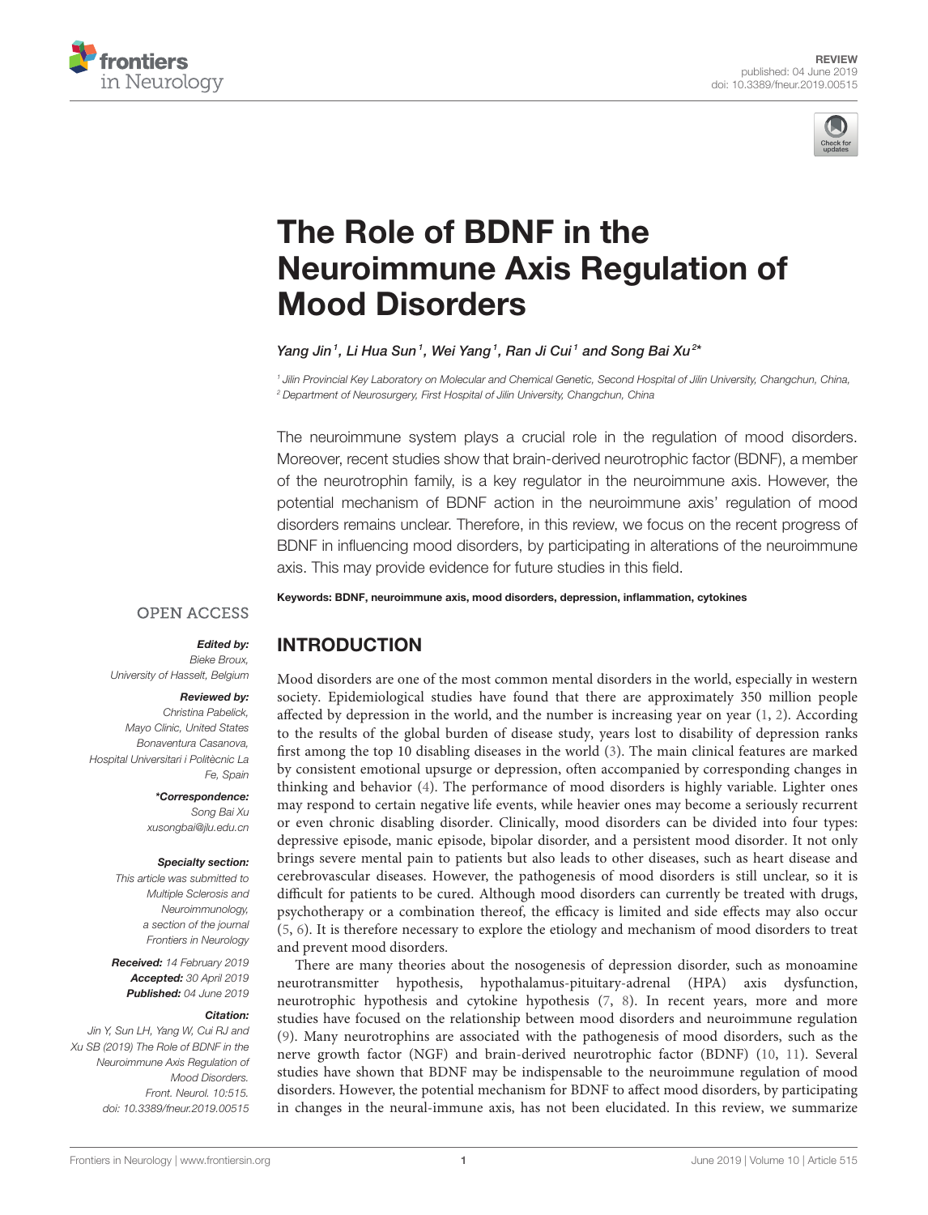REVIEW
published: 04 June 2019
doi: 10.3389/fneur.2019.00515

# The Role of BDNF in the Neuroimmune Axis Regulation of Mood Disorders

Yang Jin[1], Li Hua Sun[1], Wei Yang[1], Ran Ji Cui[1] and Song Bai Xu[2]*

[1] Jilin Provincial Key Laboratory on Molecular and Chemical Genetic, Second Hospital of Jilin University, Changchun, China,
[2] Department of Neurosurgery, First Hospital of Jilin University, Changchun, China

The neuroimmune system plays a crucial role in the regulation of mood disorders. Moreover, recent studies show that brain-derived neurotrophic factor (BDNF), a member of the neurotrophin family, is a key regulator in the neuroimmune axis. However, the potential mechanism of BDNF action in the neuroimmune axis' regulation of mood disorders remains unclear. Therefore, in this review, we focus on the recent progress of BDNF in influencing mood disorders, by participating in alterations of the neuroimmune axis. This may provide evidence for future studies in this field.

**Keywords: BDNF, neuroimmune axis, mood disorders, depression, inflammation, cytokines**

OPEN ACCESS

***Edited by:***
*Bieke Broux,*
*University of Hasselt, Belgium*

***Reviewed by:***
*Christina Pabelick,*
*Mayo Clinic, United States*
*Bonaventura Casanova,*
*Hospital Universitari i Politècnic La Fe, Spain*

***\*Correspondence:***
*Song Bai Xu*
*xusongbai@jlu.edu.cn*

***Specialty section:***
*This article was submitted to Multiple Sclerosis and Neuroimmunology, a section of the journal Frontiers in Neurology*

***Received:*** *14 February 2019*
***Accepted:*** *30 April 2019*
***Published:*** *04 June 2019*

***Citation:***
*Jin Y, Sun LH, Yang W, Cui RJ and Xu SB (2019) The Role of BDNF in the Neuroimmune Axis Regulation of Mood Disorders. Front. Neurol. 10:515. doi: 10.3389/fneur.2019.00515*

## INTRODUCTION

Mood disorders are one of the most common mental disorders in the world, especially in western society. Epidemiological studies have found that there are approximately 350 million people affected by depression in the world, and the number is increasing year on year (1, 2). According to the results of the global burden of disease study, years lost to disability of depression ranks first among the top 10 disabling diseases in the world (3). The main clinical features are marked by consistent emotional upsurge or depression, often accompanied by corresponding changes in thinking and behavior (4). The performance of mood disorders is highly variable. Lighter ones may respond to certain negative life events, while heavier ones may become a seriously recurrent or even chronic disabling disorder. Clinically, mood disorders can be divided into four types: depressive episode, manic episode, bipolar disorder, and a persistent mood disorder. It not only brings severe mental pain to patients but also leads to other diseases, such as heart disease and cerebrovascular diseases. However, the pathogenesis of mood disorders is still unclear, so it is difficult for patients to be cured. Although mood disorders can currently be treated with drugs, psychotherapy or a combination thereof, the efficacy is limited and side effects may also occur (5, 6). It is therefore necessary to explore the etiology and mechanism of mood disorders to treat and prevent mood disorders.

There are many theories about the nosogenesis of depression disorder, such as monoamine neurotransmitter hypothesis, hypothalamus-pituitary-adrenal (HPA) axis dysfunction, neurotrophic hypothesis and cytokine hypothesis (7, 8). In recent years, more and more studies have focused on the relationship between mood disorders and neuroimmune regulation (9). Many neurotrophins are associated with the pathogenesis of mood disorders, such as the nerve growth factor (NGF) and brain-derived neurotrophic factor (BDNF) (10, 11). Several studies have shown that BDNF may be indispensable to the neuroimmune regulation of mood disorders. However, the potential mechanism for BDNF to affect mood disorders, by participating in changes in the neural-immune axis, has not been elucidated. In this review, we summarize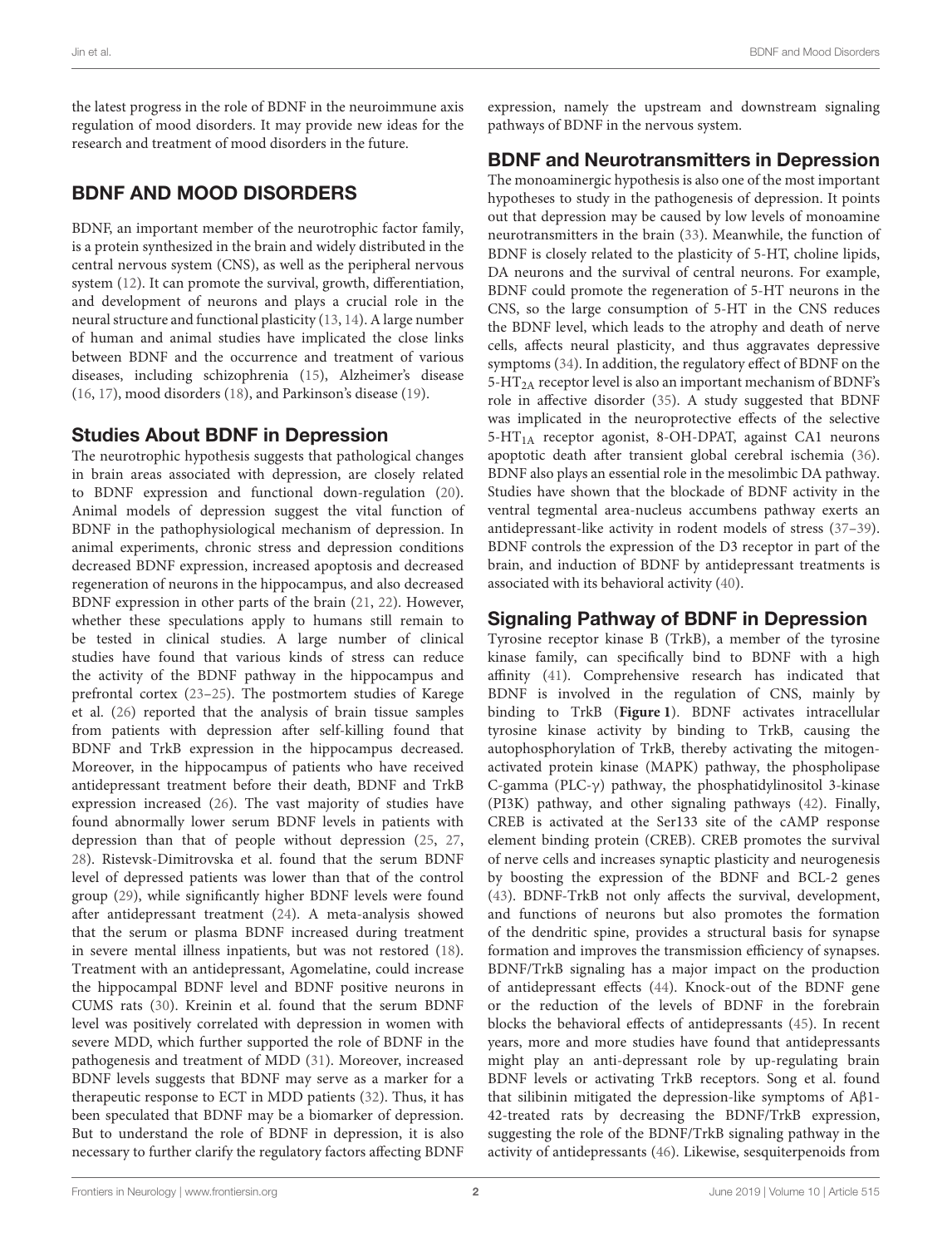the latest progress in the role of BDNF in the neuroimmune axis regulation of mood disorders. It may provide new ideas for the research and treatment of mood disorders in the future.

## BDNF AND MOOD DISORDERS

BDNF, an important member of the neurotrophic factor family, is a protein synthesized in the brain and widely distributed in the central nervous system (CNS), as well as the peripheral nervous system (12). It can promote the survival, growth, differentiation, and development of neurons and plays a crucial role in the neural structure and functional plasticity (13, 14). A large number of human and animal studies have implicated the close links between BDNF and the occurrence and treatment of various diseases, including schizophrenia (15), Alzheimer's disease (16, 17), mood disorders (18), and Parkinson's disease (19).

### Studies About BDNF in Depression

The neurotrophic hypothesis suggests that pathological changes in brain areas associated with depression, are closely related to BDNF expression and functional down-regulation (20). Animal models of depression suggest the vital function of BDNF in the pathophysiological mechanism of depression. In animal experiments, chronic stress and depression conditions decreased BDNF expression, increased apoptosis and decreased regeneration of neurons in the hippocampus, and also decreased BDNF expression in other parts of the brain (21, 22). However, whether these speculations apply to humans still remain to be tested in clinical studies. A large number of clinical studies have found that various kinds of stress can reduce the activity of the BDNF pathway in the hippocampus and prefrontal cortex (23–25). The postmortem studies of Karege et al. (26) reported that the analysis of brain tissue samples from patients with depression after self-killing found that BDNF and TrkB expression in the hippocampus decreased. Moreover, in the hippocampus of patients who have received antidepressant treatment before their death, BDNF and TrkB expression increased (26). The vast majority of studies have found abnormally lower serum BDNF levels in patients with depression than that of people without depression (25, 27, 28). Ristevsk-Dimitrovska et al. found that the serum BDNF level of depressed patients was lower than that of the control group (29), while significantly higher BDNF levels were found after antidepressant treatment (24). A meta-analysis showed that the serum or plasma BDNF increased during treatment in severe mental illness inpatients, but was not restored (18). Treatment with an antidepressant, Agomelatine, could increase the hippocampal BDNF level and BDNF positive neurons in CUMS rats (30). Kreinin et al. found that the serum BDNF level was positively correlated with depression in women with severe MDD, which further supported the role of BDNF in the pathogenesis and treatment of MDD (31). Moreover, increased BDNF levels suggests that BDNF may serve as a marker for a therapeutic response to ECT in MDD patients (32). Thus, it has been speculated that BDNF may be a biomarker of depression. But to understand the role of BDNF in depression, it is also necessary to further clarify the regulatory factors affecting BDNF expression, namely the upstream and downstream signaling pathways of BDNF in the nervous system.

### BDNF and Neurotransmitters in Depression

The monoaminergic hypothesis is also one of the most important hypotheses to study in the pathogenesis of depression. It points out that depression may be caused by low levels of monoamine neurotransmitters in the brain (33). Meanwhile, the function of BDNF is closely related to the plasticity of 5-HT, choline lipids, DA neurons and the survival of central neurons. For example, BDNF could promote the regeneration of 5-HT neurons in the CNS, so the large consumption of 5-HT in the CNS reduces the BDNF level, which leads to the atrophy and death of nerve cells, affects neural plasticity, and thus aggravates depressive symptoms (34). In addition, the regulatory effect of BDNF on the 5-$HT_{2A}$ receptor level is also an important mechanism of BDNF's role in affective disorder (35). A study suggested that BDNF was implicated in the neuroprotective effects of the selective 5-$HT_{1A}$ receptor agonist, 8-OH-DPAT, against CA1 neurons apoptotic death after transient global cerebral ischemia (36). BDNF also plays an essential role in the mesolimbic DA pathway. Studies have shown that the blockade of BDNF activity in the ventral tegmental area-nucleus accumbens pathway exerts an antidepressant-like activity in rodent models of stress (37–39). BDNF controls the expression of the D3 receptor in part of the brain, and induction of BDNF by antidepressant treatments is associated with its behavioral activity (40).

### Signaling Pathway of BDNF in Depression

Tyrosine receptor kinase B (TrkB), a member of the tyrosine kinase family, can specifically bind to BDNF with a high affinity (41). Comprehensive research has indicated that BDNF is involved in the regulation of CNS, mainly by binding to TrkB (**Figure 1**). BDNF activates intracellular tyrosine kinase activity by binding to TrkB, causing the autophosphorylation of TrkB, thereby activating the mitogen-activated protein kinase (MAPK) pathway, the phospholipase C-gamma (PLC-γ) pathway, the phosphatidylinositol 3-kinase (PI3K) pathway, and other signaling pathways (42). Finally, CREB is activated at the Ser133 site of the cAMP response element binding protein (CREB). CREB promotes the survival of nerve cells and increases synaptic plasticity and neurogenesis by boosting the expression of the BDNF and BCL-2 genes (43). BDNF-TrkB not only affects the survival, development, and functions of neurons but also promotes the formation of the dendritic spine, provides a structural basis for synapse formation and improves the transmission efficiency of synapses. BDNF/TrkB signaling has a major impact on the production of antidepressant effects (44). Knock-out of the BDNF gene or the reduction of the levels of BDNF in the forebrain blocks the behavioral effects of antidepressants (45). In recent years, more and more studies have found that antidepressants might play an anti-depressant role by up-regulating brain BDNF levels or activating TrkB receptors. Song et al. found that silibinin mitigated the depression-like symptoms of Aβ1-42-treated rats by decreasing the BDNF/TrkB expression, suggesting the role of the BDNF/TrkB signaling pathway in the activity of antidepressants (46). Likewise, sesquiterpenoids from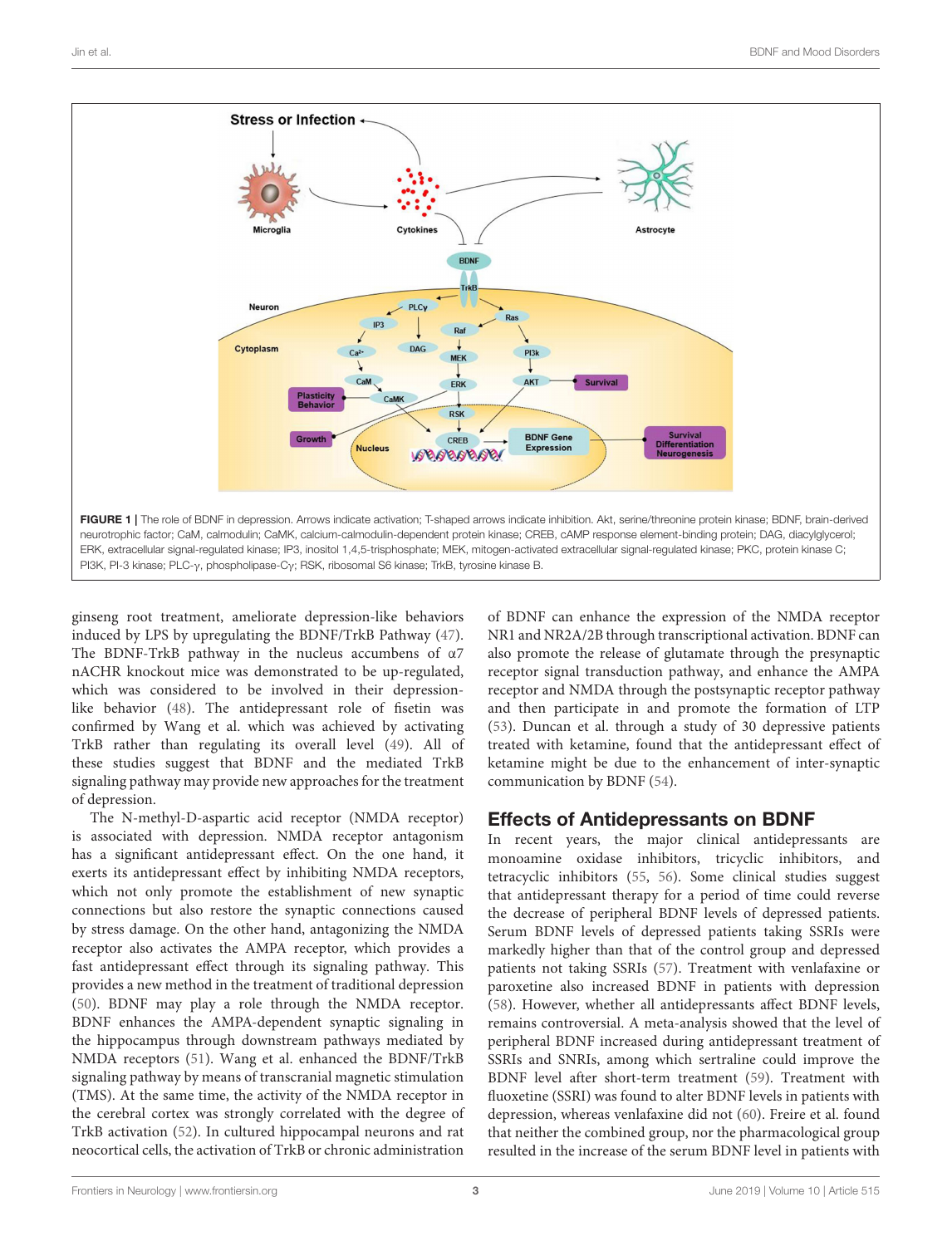FIGURE 1 | The role of BDNF in depression. Arrows indicate activation; T-shaped arrows indicate inhibition. Akt, serine/threonine protein kinase; BDNF, brain-derived neurotrophic factor; CaM, calmodulin; CaMK, calcium-calmodulin-dependent protein kinase; CREB, cAMP response element-binding protein; DAG, diacylglycerol; ERK, extracellular signal-regulated kinase; IP3, inositol 1,4,5-trisphosphate; MEK, mitogen-activated extracellular signal-regulated kinase; PKC, protein kinase C; PI3K, PI-3 kinase; PLC-γ, phospholipase-Cγ; RSK, ribosomal S6 kinase; TrkB, tyrosine kinase B.

ginseng root treatment, ameliorate depression-like behaviors induced by LPS by upregulating the BDNF/TrkB Pathway (47). The BDNF-TrkB pathway in the nucleus accumbens of α7 nAChR knockout mice was demonstrated to be up-regulated, which was considered to be involved in their depression-like behavior (48). The antidepressant role of fisetin was confirmed by Wang et al. which was achieved by activating TrkB rather than regulating its overall level (49). All of these studies suggest that BDNF and the mediated TrkB signaling pathway may provide new approaches for the treatment of depression.

The N-methyl-D-aspartic acid receptor (NMDA receptor) is associated with depression. NMDA receptor antagonism has a significant antidepressant effect. On the one hand, it exerts its antidepressant effect by inhibiting NMDA receptors, which not only promote the establishment of new synaptic connections but also restore the synaptic connections caused by stress damage. On the other hand, antagonizing the NMDA receptor also activates the AMPA receptor, which provides a fast antidepressant effect through its signaling pathway. This provides a new method in the treatment of traditional depression (50). BDNF may play a role through the NMDA receptor. BDNF enhances the AMPA-dependent synaptic signaling in the hippocampus through downstream pathways mediated by NMDA receptors (51). Wang et al. enhanced the BDNF/TrkB signaling pathway by means of transcranial magnetic stimulation (TMS). At the same time, the activity of the NMDA receptor in the cerebral cortex was strongly correlated with the degree of TrkB activation (52). In cultured hippocampal neurons and rat neocortical cells, the activation of TrkB or chronic administration of BDNF can enhance the expression of the NMDA receptor NR1 and NR2A/2B through transcriptional activation. BDNF can also promote the release of glutamate through the presynaptic receptor signal transduction pathway, and enhance the AMPA receptor and NMDA through the postsynaptic receptor pathway and then participate in and promote the formation of LTP (53). Duncan et al. through a study of 30 depressive patients treated with ketamine, found that the antidepressant effect of ketamine might be due to the enhancement of inter-synaptic communication by BDNF (54).

## Effects of Antidepressants on BDNF

In recent years, the major clinical antidepressants are monoamine oxidase inhibitors, tricyclic inhibitors, and tetracyclic inhibitors (55, 56). Some clinical studies suggest that antidepressant therapy for a period of time could reverse the decrease of peripheral BDNF levels of depressed patients. Serum BDNF levels of depressed patients taking SSRIs were markedly higher than that of the control group and depressed patients not taking SSRIs (57). Treatment with venlafaxine or paroxetine also increased BDNF in patients with depression (58). However, whether all antidepressants affect BDNF levels, remains controversial. A meta-analysis showed that the level of peripheral BDNF increased during antidepressant treatment of SSRIs and SNRIs, among which sertraline could improve the BDNF level after short-term treatment (59). Treatment with fluoxetine (SSRI) was found to alter BDNF levels in patients with depression, whereas venlafaxine did not (60). Freire et al. found that neither the combined group, nor the pharmacological group resulted in the increase of the serum BDNF level in patients with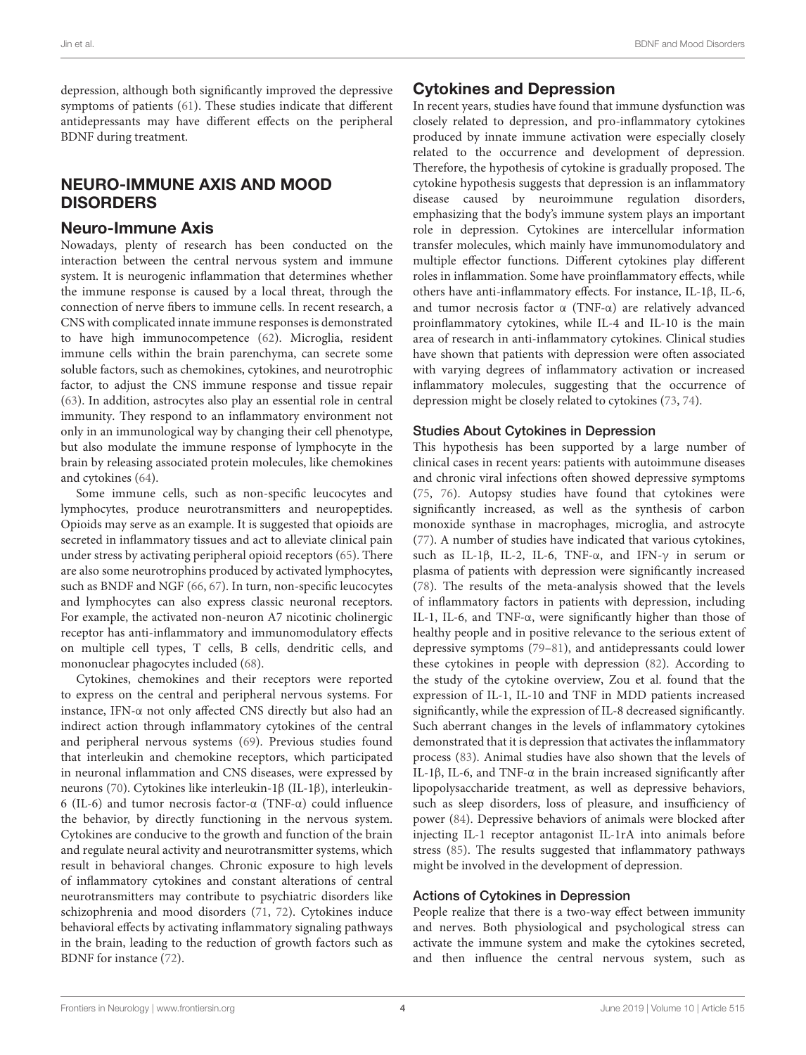depression, although both significantly improved the depressive symptoms of patients (61). These studies indicate that different antidepressants may have different effects on the peripheral BDNF during treatment.

## NEURO-IMMUNE AXIS AND MOOD DISORDERS

### Neuro-Immune Axis

Nowadays, plenty of research has been conducted on the interaction between the central nervous system and immune system. It is neurogenic inflammation that determines whether the immune response is caused by a local threat, through the connection of nerve fibers to immune cells. In recent research, a CNS with complicated innate immune responses is demonstrated to have high immunocompetence (62). Microglia, resident immune cells within the brain parenchyma, can secrete some soluble factors, such as chemokines, cytokines, and neurotrophic factor, to adjust the CNS immune response and tissue repair (63). In addition, astrocytes also play an essential role in central immunity. They respond to an inflammatory environment not only in an immunological way by changing their cell phenotype, but also modulate the immune response of lymphocyte in the brain by releasing associated protein molecules, like chemokines and cytokines (64).

Some immune cells, such as non-specific leucocytes and lymphocytes, produce neurotransmitters and neuropeptides. Opioids may serve as an example. It is suggested that opioids are secreted in inflammatory tissues and act to alleviate clinical pain under stress by activating peripheral opioid receptors (65). There are also some neurotrophins produced by activated lymphocytes, such as BNDF and NGF (66, 67). In turn, non-specific leucocytes and lymphocytes can also express classic neuronal receptors. For example, the activated non-neuron A7 nicotinic cholinergic receptor has anti-inflammatory and immunomodulatory effects on multiple cell types, T cells, B cells, dendritic cells, and mononuclear phagocytes included (68).

Cytokines, chemokines and their receptors were reported to express on the central and peripheral nervous systems. For instance, IFN-α not only affected CNS directly but also had an indirect action through inflammatory cytokines of the central and peripheral nervous systems (69). Previous studies found that interleukin and chemokine receptors, which participated in neuronal inflammation and CNS diseases, were expressed by neurons (70). Cytokines like interleukin-1β (IL-1β), interleukin-6 (IL-6) and tumor necrosis factor-α (TNF-α) could influence the behavior, by directly functioning in the nervous system. Cytokines are conducive to the growth and function of the brain and regulate neural activity and neurotransmitter systems, which result in behavioral changes. Chronic exposure to high levels of inflammatory cytokines and constant alterations of central neurotransmitters may contribute to psychiatric disorders like schizophrenia and mood disorders (71, 72). Cytokines induce behavioral effects by activating inflammatory signaling pathways in the brain, leading to the reduction of growth factors such as BDNF for instance (72).

### Cytokines and Depression

In recent years, studies have found that immune dysfunction was closely related to depression, and pro-inflammatory cytokines produced by innate immune activation were especially closely related to the occurrence and development of depression. Therefore, the hypothesis of cytokine is gradually proposed. The cytokine hypothesis suggests that depression is an inflammatory disease caused by neuroimmune regulation disorders, emphasizing that the body's immune system plays an important role in depression. Cytokines are intercellular information transfer molecules, which mainly have immunomodulatory and multiple effector functions. Different cytokines play different roles in inflammation. Some have proinflammatory effects, while others have anti-inflammatory effects. For instance, IL-1β, IL-6, and tumor necrosis factor α (TNF-α) are relatively advanced proinflammatory cytokines, while IL-4 and IL-10 is the main area of research in anti-inflammatory cytokines. Clinical studies have shown that patients with depression were often associated with varying degrees of inflammatory activation or increased inflammatory molecules, suggesting that the occurrence of depression might be closely related to cytokines (73, 74).

#### Studies About Cytokines in Depression

This hypothesis has been supported by a large number of clinical cases in recent years: patients with autoimmune diseases and chronic viral infections often showed depressive symptoms (75, 76). Autopsy studies have found that cytokines were significantly increased, as well as the synthesis of carbon monoxide synthase in macrophages, microglia, and astrocyte (77). A number of studies have indicated that various cytokines, such as IL-1β, IL-2, IL-6, TNF-α, and IFN-γ in serum or plasma of patients with depression were significantly increased (78). The results of the meta-analysis showed that the levels of inflammatory factors in patients with depression, including IL-1, IL-6, and TNF-α, were significantly higher than those of healthy people and in positive relevance to the serious extent of depressive symptoms (79–81), and antidepressants could lower these cytokines in people with depression (82). According to the study of the cytokine overview, Zou et al. found that the expression of IL-1, IL-10 and TNF in MDD patients increased significantly, while the expression of IL-8 decreased significantly. Such aberrant changes in the levels of inflammatory cytokines demonstrated that it is depression that activates the inflammatory process (83). Animal studies have also shown that the levels of IL-1β, IL-6, and TNF-α in the brain increased significantly after lipopolysaccharide treatment, as well as depressive behaviors, such as sleep disorders, loss of pleasure, and insufficiency of power (84). Depressive behaviors of animals were blocked after injecting IL-1 receptor antagonist IL-1rA into animals before stress (85). The results suggested that inflammatory pathways might be involved in the development of depression.

#### Actions of Cytokines in Depression

People realize that there is a two-way effect between immunity and nerves. Both physiological and psychological stress can activate the immune system and make the cytokines secreted, and then influence the central nervous system, such as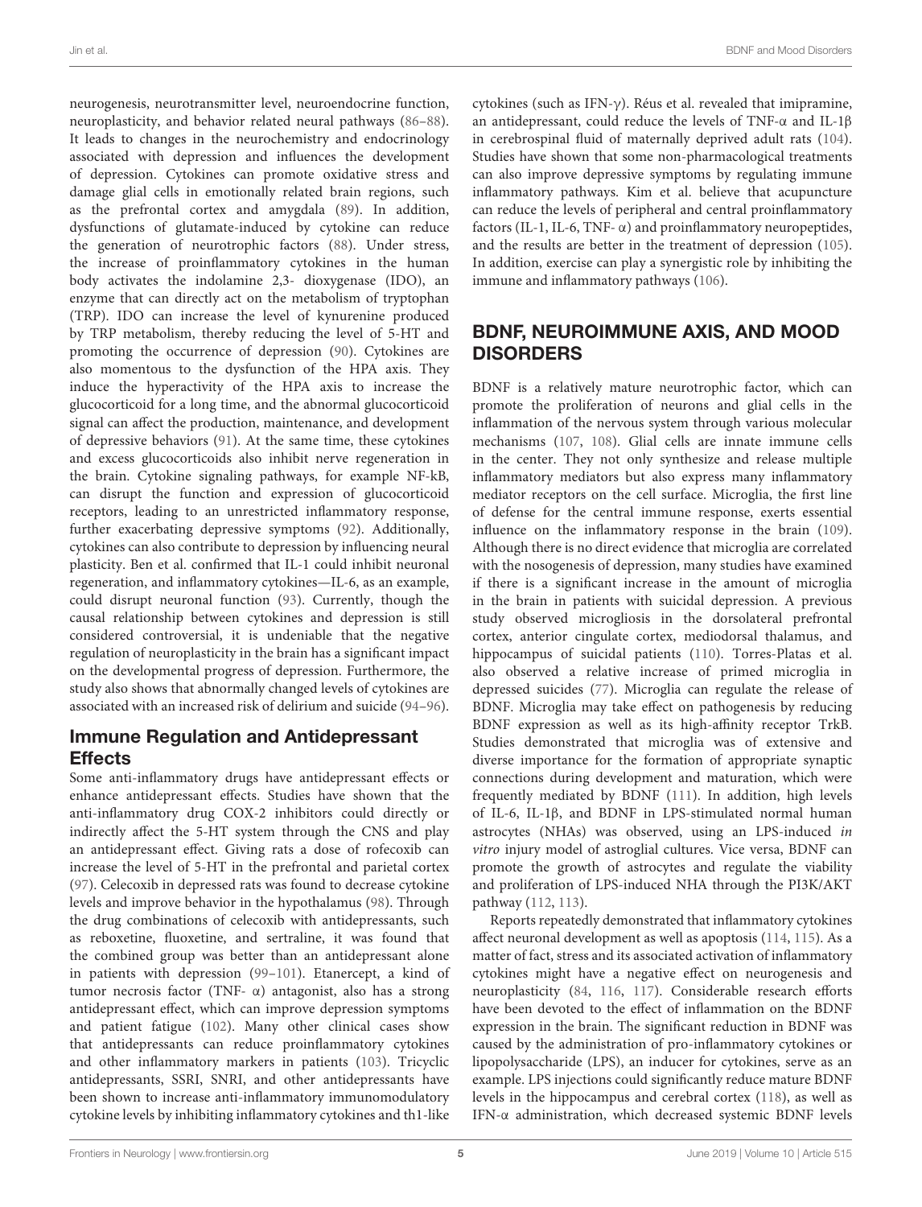neurogenesis, neurotransmitter level, neuroendocrine function, neuroplasticity, and behavior related neural pathways (86–88). It leads to changes in the neurochemistry and endocrinology associated with depression and influences the development of depression. Cytokines can promote oxidative stress and damage glial cells in emotionally related brain regions, such as the prefrontal cortex and amygdala (89). In addition, dysfunctions of glutamate-induced by cytokine can reduce the generation of neurotrophic factors (88). Under stress, the increase of proinflammatory cytokines in the human body activates the indolamine 2,3- dioxygenase (IDO), an enzyme that can directly act on the metabolism of tryptophan (TRP). IDO can increase the level of kynurenine produced by TRP metabolism, thereby reducing the level of 5-HT and promoting the occurrence of depression (90). Cytokines are also momentous to the dysfunction of the HPA axis. They induce the hyperactivity of the HPA axis to increase the glucocorticoid for a long time, and the abnormal glucocorticoid signal can affect the production, maintenance, and development of depressive behaviors (91). At the same time, these cytokines and excess glucocorticoids also inhibit nerve regeneration in the brain. Cytokine signaling pathways, for example NF-kB, can disrupt the function and expression of glucocorticoid receptors, leading to an unrestricted inflammatory response, further exacerbating depressive symptoms (92). Additionally, cytokines can also contribute to depression by influencing neural plasticity. Ben et al. confirmed that IL-1 could inhibit neuronal regeneration, and inflammatory cytokines—IL-6, as an example, could disrupt neuronal function (93). Currently, though the causal relationship between cytokines and depression is still considered controversial, it is undeniable that the negative regulation of neuroplasticity in the brain has a significant impact on the developmental progress of depression. Furthermore, the study also shows that abnormally changed levels of cytokines are associated with an increased risk of delirium and suicide (94–96).

### Immune Regulation and Antidepressant Effects

Some anti-inflammatory drugs have antidepressant effects or enhance antidepressant effects. Studies have shown that the anti-inflammatory drug COX-2 inhibitors could directly or indirectly affect the 5-HT system through the CNS and play an antidepressant effect. Giving rats a dose of rofecoxib can increase the level of 5-HT in the prefrontal and parietal cortex (97). Celecoxib in depressed rats was found to decrease cytokine levels and improve behavior in the hypothalamus (98). Through the drug combinations of celecoxib with antidepressants, such as reboxetine, fluoxetine, and sertraline, it was found that the combined group was better than an antidepressant alone in patients with depression (99–101). Etanercept, a kind of tumor necrosis factor (TNF- α) antagonist, also has a strong antidepressant effect, which can improve depression symptoms and patient fatigue (102). Many other clinical cases show that antidepressants can reduce proinflammatory cytokines and other inflammatory markers in patients (103). Tricyclic antidepressants, SSRI, SNRI, and other antidepressants have been shown to increase anti-inflammatory immunomodulatory cytokine levels by inhibiting inflammatory cytokines and th1-like cytokines (such as IFN-γ). Réus et al. revealed that imipramine, an antidepressant, could reduce the levels of TNF-α and IL-1β in cerebrospinal fluid of maternally deprived adult rats (104). Studies have shown that some non-pharmacological treatments can also improve depressive symptoms by regulating immune inflammatory pathways. Kim et al. believe that acupuncture can reduce the levels of peripheral and central proinflammatory factors (IL-1, IL-6, TNF- α) and proinflammatory neuropeptides, and the results are better in the treatment of depression (105). In addition, exercise can play a synergistic role by inhibiting the immune and inflammatory pathways (106).

## BDNF, NEUROIMMUNE AXIS, AND MOOD DISORDERS

BDNF is a relatively mature neurotrophic factor, which can promote the proliferation of neurons and glial cells in the inflammation of the nervous system through various molecular mechanisms (107, 108). Glial cells are innate immune cells in the center. They not only synthesize and release multiple inflammatory mediators but also express many inflammatory mediator receptors on the cell surface. Microglia, the first line of defense for the central immune response, exerts essential influence on the inflammatory response in the brain (109). Although there is no direct evidence that microglia are correlated with the nosogenesis of depression, many studies have examined if there is a significant increase in the amount of microglia in the brain in patients with suicidal depression. A previous study observed microgliosis in the dorsolateral prefrontal cortex, anterior cingulate cortex, mediodorsal thalamus, and hippocampus of suicidal patients (110). Torres-Platas et al. also observed a relative increase of primed microglia in depressed suicides (77). Microglia can regulate the release of BDNF. Microglia may take effect on pathogenesis by reducing BDNF expression as well as its high-affinity receptor TrkB. Studies demonstrated that microglia was of extensive and diverse importance for the formation of appropriate synaptic connections during development and maturation, which were frequently mediated by BDNF (111). In addition, high levels of IL-6, IL-1β, and BDNF in LPS-stimulated normal human astrocytes (NHAs) was observed, using an LPS-induced *in vitro* injury model of astroglial cultures. Vice versa, BDNF can promote the growth of astrocytes and regulate the viability and proliferation of LPS-induced NHA through the PI3K/AKT pathway (112, 113).

Reports repeatedly demonstrated that inflammatory cytokines affect neuronal development as well as apoptosis (114, 115). As a matter of fact, stress and its associated activation of inflammatory cytokines might have a negative effect on neurogenesis and neuroplasticity (84, 116, 117). Considerable research efforts have been devoted to the effect of inflammation on the BDNF expression in the brain. The significant reduction in BDNF was caused by the administration of pro-inflammatory cytokines or lipopolysaccharide (LPS), an inducer for cytokines, serve as an example. LPS injections could significantly reduce mature BDNF levels in the hippocampus and cerebral cortex (118), as well as IFN-α administration, which decreased systemic BDNF levels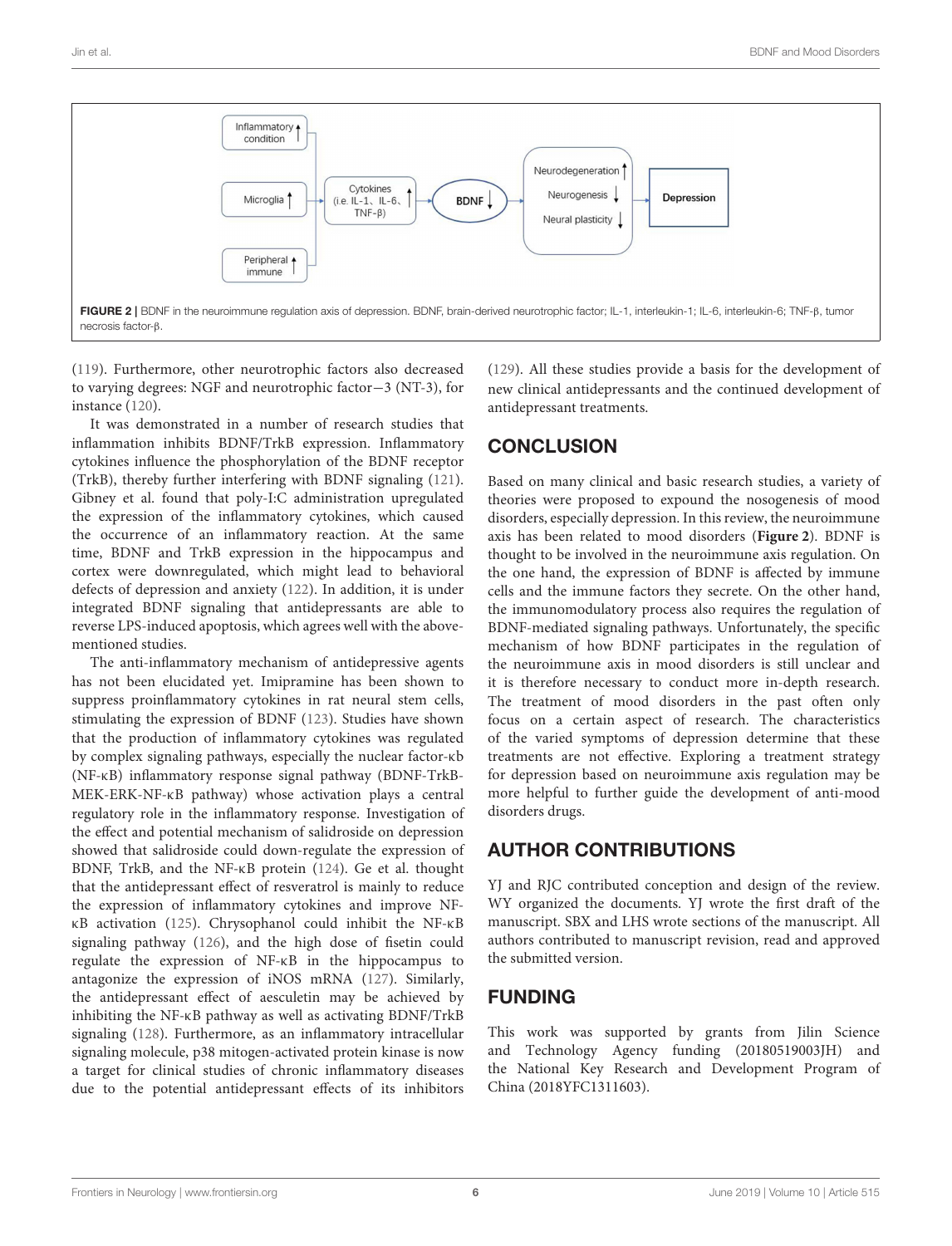FIGURE 2 | BDNF in the neuroimmune regulation axis of depression. BDNF, brain-derived neurotrophic factor; IL-1, interleukin-1; IL-6, interleukin-6; TNF-β, tumor necrosis factor-β.

(119). Furthermore, other neurotrophic factors also decreased to varying degrees: NGF and neurotrophic factor−3 (NT-3), for instance (120).

It was demonstrated in a number of research studies that inflammation inhibits BDNF/TrkB expression. Inflammatory cytokines influence the phosphorylation of the BDNF receptor (TrkB), thereby further interfering with BDNF signaling (121). Gibney et al. found that poly-I:C administration upregulated the expression of the inflammatory cytokines, which caused the occurrence of an inflammatory reaction. At the same time, BDNF and TrkB expression in the hippocampus and cortex were downregulated, which might lead to behavioral defects of depression and anxiety (122). In addition, it is under integrated BDNF signaling that antidepressants are able to reverse LPS-induced apoptosis, which agrees well with the above-mentioned studies.

The anti-inflammatory mechanism of antidepressive agents has not been elucidated yet. Imipramine has been shown to suppress proinflammatory cytokines in rat neural stem cells, stimulating the expression of BDNF (123). Studies have shown that the production of inflammatory cytokines was regulated by complex signaling pathways, especially the nuclear factor-κb (NF-κB) inflammatory response signal pathway (BDNF-TrkB-MEK-ERK-NF-κB pathway) whose activation plays a central regulatory role in the inflammatory response. Investigation of the effect and potential mechanism of salidroside on depression showed that salidroside could down-regulate the expression of BDNF, TrkB, and the NF-κB protein (124). Ge et al. thought that the antidepressant effect of resveratrol is mainly to reduce the expression of inflammatory cytokines and improve NF-κB activation (125). Chrysophanol could inhibit the NF-κB signaling pathway (126), and the high dose of fisetin could regulate the expression of NF-κB in the hippocampus to antagonize the expression of iNOS mRNA (127). Similarly, the antidepressant effect of aesculetin may be achieved by inhibiting the NF-κB pathway as well as activating BDNF/TrkB signaling (128). Furthermore, as an inflammatory intracellular signaling molecule, p38 mitogen-activated protein kinase is now a target for clinical studies of chronic inflammatory diseases due to the potential antidepressant effects of its inhibitors (129). All these studies provide a basis for the development of new clinical antidepressants and the continued development of antidepressant treatments.

## CONCLUSION

Based on many clinical and basic research studies, a variety of theories were proposed to expound the nosogenesis of mood disorders, especially depression. In this review, the neuroimmune axis has been related to mood disorders (**Figure 2**). BDNF is thought to be involved in the neuroimmune axis regulation. On the one hand, the expression of BDNF is affected by immune cells and the immune factors they secrete. On the other hand, the immunomodulatory process also requires the regulation of BDNF-mediated signaling pathways. Unfortunately, the specific mechanism of how BDNF participates in the regulation of the neuroimmune axis in mood disorders is still unclear and it is therefore necessary to conduct more in-depth research. The treatment of mood disorders in the past often only focus on a certain aspect of research. The characteristics of the varied symptoms of depression determine that these treatments are not effective. Exploring a treatment strategy for depression based on neuroimmune axis regulation may be more helpful to further guide the development of anti-mood disorders drugs.

## AUTHOR CONTRIBUTIONS

YJ and RJC contributed conception and design of the review. WY organized the documents. YJ wrote the first draft of the manuscript. SBX and LHS wrote sections of the manuscript. All authors contributed to manuscript revision, read and approved the submitted version.

## FUNDING

This work was supported by grants from Jilin Science and Technology Agency funding (20180519003JH) and the National Key Research and Development Program of China (2018YFC1311603).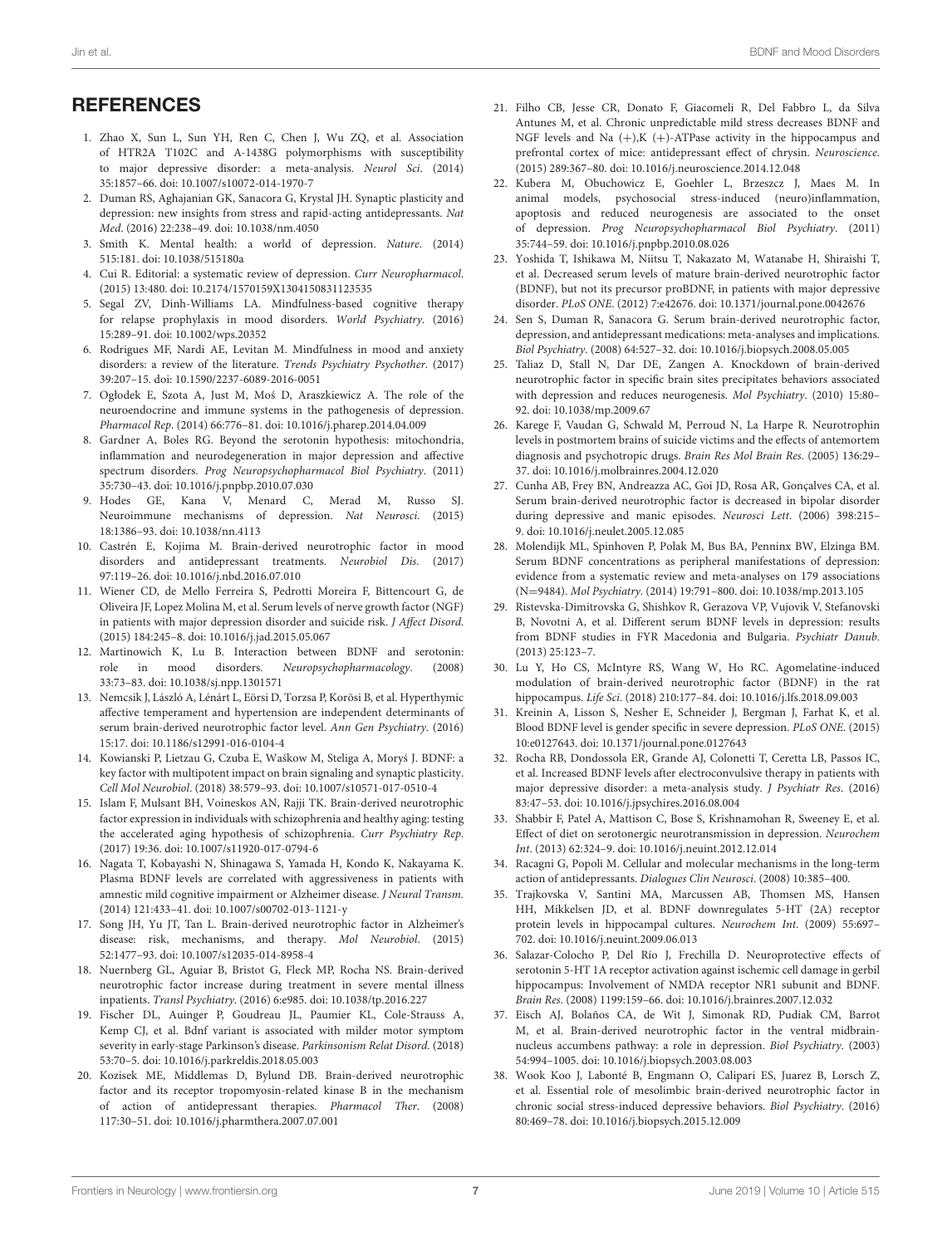## REFERENCES

1. Zhao X, Sun L, Sun YH, Ren C, Chen J, Wu ZQ, et al. Association of HTR2A T102C and A-1438G polymorphisms with susceptibility to major depressive disorder: a meta-analysis. *Neurol Sci*. (2014) 35:1857–66. doi: 10.1007/s10072-014-1970-7
2. Duman RS, Aghajanian GK, Sanacora G, Krystal JH. Synaptic plasticity and depression: new insights from stress and rapid-acting antidepressants. *Nat Med*. (2016) 22:238–49. doi: 10.1038/nm.4050
3. Smith K. Mental health: a world of depression. *Nature*. (2014) 515:181. doi: 10.1038/515180a
4. Cui R. Editorial: a systematic review of depression. *Curr Neuropharmacol*. (2015) 13:480. doi: 10.2174/1570159X1304150831123535
5. Segal ZV, Dinh-Williams LA. Mindfulness-based cognitive therapy for relapse prophylaxis in mood disorders. *World Psychiatry*. (2016) 15:289–91. doi: 10.1002/wps.20352
6. Rodrigues MF, Nardi AE, Levitan M. Mindfulness in mood and anxiety disorders: a review of the literature. *Trends Psychiatry Psychother*. (2017) 39:207–15. doi: 10.1590/2237-6089-2016-0051
7. Ogłodek E, Szota A, Just M, Moś D, Araszkiewicz A. The role of the neuroendocrine and immune systems in the pathogenesis of depression. *Pharmacol Rep*. (2014) 66:776–81. doi: 10.1016/j.pharep.2014.04.009
8. Gardner A, Boles RG. Beyond the serotonin hypothesis: mitochondria, inflammation and neurodegeneration in major depression and affective spectrum disorders. *Prog Neuropsychopharmacol Biol Psychiatry*. (2011) 35:730–43. doi: 10.1016/j.pnpbp.2010.07.030
9. Hodes GE, Kana V, Menard C, Merad M, Russo SJ. Neuroimmune mechanisms of depression. *Nat Neurosci*. (2015) 18:1386–93. doi: 10.1038/nn.4113
10. Castrén E, Kojima M. Brain-derived neurotrophic factor in mood disorders and antidepressant treatments. *Neurobiol Dis*. (2017) 97:119–26. doi: 10.1016/j.nbd.2016.07.010
11. Wiener CD, de Mello Ferreira S, Pedrotti Moreira F, Bittencourt G, de Oliveira JF, Lopez Molina M, et al. Serum levels of nerve growth factor (NGF) in patients with major depression disorder and suicide risk. *J Affect Disord*. (2015) 184:245–8. doi: 10.1016/j.jad.2015.05.067
12. Martinowich K, Lu B. Interaction between BDNF and serotonin: role in mood disorders. *Neuropsychopharmacology*. (2008) 33:73–83. doi: 10.1038/sj.npp.1301571
13. Nemcsik J, László A, Lénárt L, Eörsi D, Torzsa P, Korösi B, et al. Hyperthymic affective temperament and hypertension are independent determinants of serum brain-derived neurotrophic factor level. *Ann Gen Psychiatry*. (2016) 15:17. doi: 10.1186/s12991-016-0104-4
14. Kowianski P, Lietzau G, Czuba E, Waśkow M, Steliga A, Moryś J. BDNF: a key factor with multipotent impact on brain signaling and synaptic plasticity. *Cell Mol Neurobiol*. (2018) 38:579–93. doi: 10.1007/s10571-017-0510-4
15. Islam F, Mulsant BH, Voineskos AN, Rajji TK. Brain-derived neurotrophic factor expression in individuals with schizophrenia and healthy aging: testing the accelerated aging hypothesis of schizophrenia. *Curr Psychiatry Rep*. (2017) 19:36. doi: 10.1007/s11920-017-0794-6
16. Nagata T, Kobayashi N, Shinagawa S, Yamada H, Kondo K, Nakayama K. Plasma BDNF levels are correlated with aggressiveness in patients with amnestic mild cognitive impairment or Alzheimer disease. *J Neural Transm.* (2014) 121:433–41. doi: 10.1007/s00702-013-1121-y
17. Song JH, Yu JT, Tan L. Brain-derived neurotrophic factor in Alzheimer's disease: risk, mechanisms, and therapy. *Mol Neurobiol*. (2015) 52:1477–93. doi: 10.1007/s12035-014-8958-4
18. Nuernberg GL, Aguiar B, Bristot G, Fleck MP, Rocha NS. Brain-derived neurotrophic factor increase during treatment in severe mental illness inpatients. *Transl Psychiatry*. (2016) 6:e985. doi: 10.1038/tp.2016.227
19. Fischer DL, Auinger P, Goudreau JL, Paumier KL, Cole-Strauss A, Kemp CJ, et al. Bdnf variant is associated with milder motor symptom severity in early-stage Parkinson's disease. *Parkinsonism Relat Disord*. (2018) 53:70–5. doi: 10.1016/j.parkreldis.2018.05.003
20. Kozisek ME, Middlemas D, Bylund DB. Brain-derived neurotrophic factor and its receptor tropomyosin-related kinase B in the mechanism of action of antidepressant therapies. *Pharmacol Ther*. (2008) 117:30–51. doi: 10.1016/j.pharmthera.2007.07.001
21. Filho CB, Jesse CR, Donato F, Giacomeli R, Del Fabbro L, da Silva Antunes M, et al. Chronic unpredictable mild stress decreases BDNF and NGF levels and Na (+),K (+)-ATPase activity in the hippocampus and prefrontal cortex of mice: antidepressant effect of chrysin. *Neuroscience*. (2015) 289:367–80. doi: 10.1016/j.neuroscience.2014.12.048
22. Kubera M, Obuchowicz E, Goehler L, Brzeszcz J, Maes M. In animal models, psychosocial stress-induced (neuro)inflammation, apoptosis and reduced neurogenesis are associated to the onset of depression. *Prog Neuropsychopharmacol Biol Psychiatry*. (2011) 35:744–59. doi: 10.1016/j.pnpbp.2010.08.026
23. Yoshida T, Ishikawa M, Niitsu T, Nakazato M, Watanabe H, Shiraishi T, et al. Decreased serum levels of mature brain-derived neurotrophic factor (BDNF), but not its precursor proBDNF, in patients with major depressive disorder. *PLoS ONE*. (2012) 7:e42676. doi: 10.1371/journal.pone.0042676
24. Sen S, Duman R, Sanacora G. Serum brain-derived neurotrophic factor, depression, and antidepressant medications: meta-analyses and implications. *Biol Psychiatry*. (2008) 64:527–32. doi: 10.1016/j.biopsych.2008.05.005
25. Taliaz D, Stall N, Dar DE, Zangen A. Knockdown of brain-derived neurotrophic factor in specific brain sites precipitates behaviors associated with depression and reduces neurogenesis. *Mol Psychiatry*. (2010) 15:80–92. doi: 10.1038/mp.2009.67
26. Karege F, Vaudan G, Schwald M, Perroud N, La Harpe R. Neurotrophin levels in postmortem brains of suicide victims and the effects of antemortem diagnosis and psychotropic drugs. *Brain Res Mol Brain Res*. (2005) 136:29–37. doi: 10.1016/j.molbrainres.2004.12.020
27. Cunha AB, Frey BN, Andreazza AC, Goi JD, Rosa AR, Gonçalves CA, et al. Serum brain-derived neurotrophic factor is decreased in bipolar disorder during depressive and manic episodes. *Neurosci Lett*. (2006) 398:215–9. doi: 10.1016/j.neulet.2005.12.085
28. Molendijk ML, Spinhoven P, Polak M, Bus BA, Penninx BW, Elzinga BM. Serum BDNF concentrations as peripheral manifestations of depression: evidence from a systematic review and meta-analyses on 179 associations (N=9484). *Mol Psychiatry*. (2014) 19:791–800. doi: 10.1038/mp.2013.105
29. Ristevska-Dimitrovska G, Shishkov R, Gerazova VP, Vujovik V, Stefanovski B, Novotni A, et al. Different serum BDNF levels in depression: results from BDNF studies in FYR Macedonia and Bulgaria. *Psychiatr Danub*. (2013) 25:123–7.
30. Lu Y, Ho CS, McIntyre RS, Wang W, Ho RC. Agomelatine-induced modulation of brain-derived neurotrophic factor (BDNF) in the rat hippocampus. *Life Sci*. (2018) 210:177–84. doi: 10.1016/j.lfs.2018.09.003
31. Kreinin A, Lisson S, Nesher E, Schneider J, Bergman J, Farhat K, et al. Blood BDNF level is gender specific in severe depression. *PLoS ONE*. (2015) 10:e0127643. doi: 10.1371/journal.pone.0127643
32. Rocha RB, Dondossola ER, Grande AJ, Colonetti T, Ceretta LB, Passos IC, et al. Increased BDNF levels after electroconvulsive therapy in patients with major depressive disorder: a meta-analysis study. *J Psychiatr Res*. (2016) 83:47–53. doi: 10.1016/j.jpsychires.2016.08.004
33. Shabbir F, Patel A, Mattison C, Bose S, Krishnamohan R, Sweeney E, et al. Effect of diet on serotonergic neurotransmission in depression. *Neurochem Int*. (2013) 62:324–9. doi: 10.1016/j.neuint.2012.12.014
34. Racagni G, Popoli M. Cellular and molecular mechanisms in the long-term action of antidepressants. *Dialogues Clin Neurosci*. (2008) 10:385–400.
35. Trajkovska V, Santini MA, Marcussen AB, Thomsen MS, Hansen HH, Mikkelsen JD, et al. BDNF downregulates 5-HT (2A) receptor protein levels in hippocampal cultures. *Neurochem Int*. (2009) 55:697–702. doi: 10.1016/j.neuint.2009.06.013
36. Salazar-Colocho P, Del Río J, Frechilla D. Neuroprotective effects of serotonin 5-HT 1A receptor activation against ischemic cell damage in gerbil hippocampus: Involvement of NMDA receptor NR1 subunit and BDNF. *Brain Res*. (2008) 1199:159–66. doi: 10.1016/j.brainres.2007.12.032
37. Eisch AJ, Bolaños CA, de Wit J, Simonak RD, Pudiak CM, Barrot M, et al. Brain-derived neurotrophic factor in the ventral midbrain-nucleus accumbens pathway: a role in depression. *Biol Psychiatry*. (2003) 54:994–1005. doi: 10.1016/j.biopsych.2003.08.003
38. Wook Koo J, Labonté B, Engmann O, Calipari ES, Juarez B, Lorsch Z, et al. Essential role of mesolimbic brain-derived neurotrophic factor in chronic social stress-induced depressive behaviors. *Biol Psychiatry*. (2016) 80:469–78. doi: 10.1016/j.biopsych.2015.12.009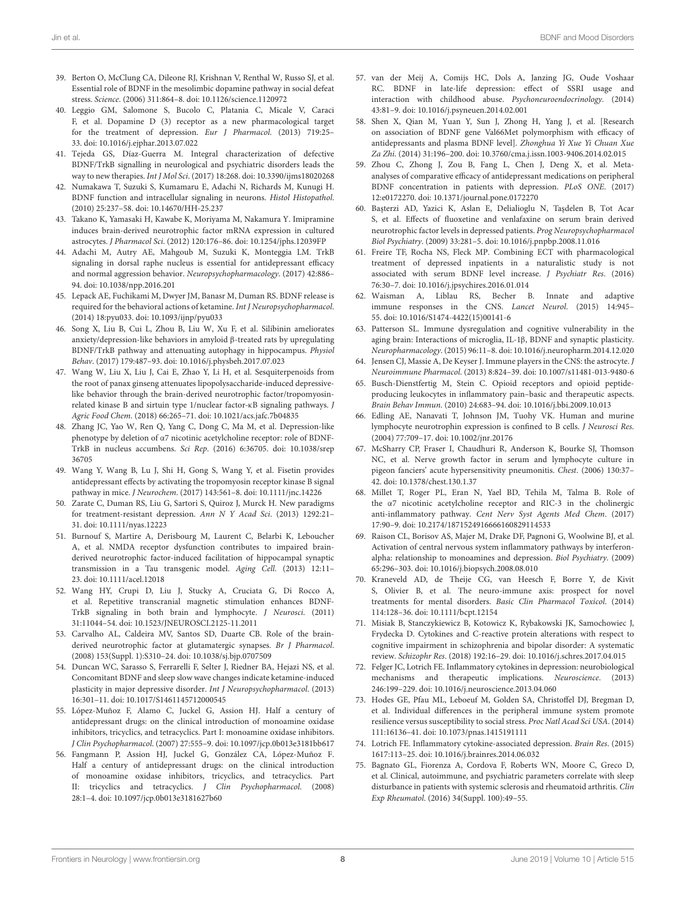39. Berton O, McClung CA, Dileone RJ, Krishnan V, Renthal W, Russo SJ, et al. Essential role of BDNF in the mesolimbic dopamine pathway in social defeat stress. *Science*. (2006) 311:864–8. doi: 10.1126/science.1120972
40. Leggio GM, Salomone S, Bucolo C, Platania C, Micale V, Caraci F, et al. Dopamine D (3) receptor as a new pharmacological target for the treatment of depression. *Eur J Pharmacol*. (2013) 719:25–33. doi: 10.1016/j.ejphar.2013.07.022
41. Tejeda GS, Díaz-Guerra M. Integral characterization of defective BDNF/TrkB signalling in neurological and psychiatric disorders leads the way to new therapies. *Int J Mol Sci*. (2017) 18:268. doi: 10.3390/ijms18020268
42. Numakawa T, Suzuki S, Kumamaru E, Adachi N, Richards M, Kunugi H. BDNF function and intracellular signaling in neurons. *Histol Histopathol*. (2010) 25:237–58. doi: 10.14670/HH-25.237
43. Takano K, Yamasaki H, Kawabe K, Moriyama M, Nakamura Y. Imipramine induces brain-derived neurotrophic factor mRNA expression in cultured astrocytes. *J Pharmacol Sci*. (2012) 120:176–86. doi: 10.1254/jphs.12039FP
44. Adachi M, Autry AE, Mahgoub M, Suzuki K, Monteggia LM. TrkB signaling in dorsal raphe nucleus is essential for antidepressant efficacy and normal aggression behavior. *Neuropsychopharmacology*. (2017) 42:886–94. doi: 10.1038/npp.2016.201
45. Lepack AE, Fuchikami M, Dwyer JM, Banasr M, Duman RS. BDNF release is required for the behavioral actions of ketamine. *Int J Neuropsychopharmacol*. (2014) 18:pyu033. doi: 10.1093/ijnp/pyu033
46. Song X, Liu B, Cui L, Zhou B, Liu W, Xu F, et al. Silibinin ameliorates anxiety/depression-like behaviors in amyloid β-treated rats by upregulating BDNF/TrkB pathway and attenuating autophagy in hippocampus. *Physiol Behav*. (2017) 179:487–93. doi: 10.1016/j.physbeh.2017.07.023
47. Wang W, Liu X, Liu J, Cai E, Zhao Y, Li H, et al. Sesquiterpenoids from the root of panax ginseng attenuates lipopolysaccharide-induced depressive-like behavior through the brain-derived neurotrophic factor/tropomyosin-related kinase B and sirtuin type 1/nuclear factor-κB signaling pathways. *J Agric Food Chem*. (2018) 66:265–71. doi: 10.1021/acs.jafc.7b04835
48. Zhang JC, Yao W, Ren Q, Yang C, Dong C, Ma M, et al. Depression-like phenotype by deletion of α7 nicotinic acetylcholine receptor: role of BDNF-TrkB in nucleus accumbens. *Sci Rep*. (2016) 6:36705. doi: 10.1038/srep36705
49. Wang Y, Wang B, Lu J, Shi H, Gong S, Wang Y, et al. Fisetin provides antidepressant effects by activating the tropomyosin receptor kinase B signal pathway in mice. *J Neurochem*. (2017) 143:561–8. doi: 10.1111/jnc.14226
50. Zarate C, Duman RS, Liu G, Sartori S, Quiroz J, Murck H. New paradigms for treatment-resistant depression. *Ann N Y Acad Sci*. (2013) 1292:21–31. doi: 10.1111/nyas.12223
51. Burnouf S, Martire A, Derisbourg M, Laurent C, Belarbi K, Leboucher A, et al. NMDA receptor dysfunction contributes to impaired brain-derived neurotrophic factor-induced facilitation of hippocampal synaptic transmission in a Tau transgenic model. *Aging Cell*. (2013) 12:11–23. doi: 10.1111/acel.12018
52. Wang HY, Crupi D, Liu J, Stucky A, Cruciata G, Di Rocco A, et al. Repetitive transcranial magnetic stimulation enhances BDNF-TrkB signaling in both brain and lymphocyte. *J Neurosci*. (2011) 31:11044–54. doi: 10.1523/JNEUROSCI.2125-11.2011
53. Carvalho AL, Caldeira MV, Santos SD, Duarte CB. Role of the brain-derived neurotrophic factor at glutamatergic synapses. *Br J Pharmacol*. (2008) 153(Suppl. 1):S310–24. doi: 10.1038/sj.bjp.0707509
54. Duncan WC, Sarasso S, Ferrarelli F, Selter J, Riedner BA, Hejazi NS, et al. Concomitant BDNF and sleep slow wave changes indicate ketamine-induced plasticity in major depressive disorder. *Int J Neuropsychopharmacol*. (2013) 16:301–11. doi: 10.1017/S1461145712000545
55. López-Muñoz F, Alamo C, Juckel G, Assion HJ. Half a century of antidepressant drugs: on the clinical introduction of monoamine oxidase inhibitors, tricyclics, and tetracyclics. Part I: monoamine oxidase inhibitors. *J Clin Psychopharmacol*. (2007) 27:555–9. doi: 10.1097/jcp.0b013e3181bb617
56. Fangmann P, Assion HJ, Juckel G, González CA, López-Muñoz F. Half a century of antidepressant drugs: on the clinical introduction of monoamine oxidase inhibitors, tricyclics, and tetracyclics. Part II: tricyclics and tetracyclics. *J Clin Psychopharmacol*. (2008) 28:1–4. doi: 10.1097/jcp.0b013e3181627b60
57. van der Meij A, Comijs HC, Dols A, Janzing JG, Oude Voshaar RC. BDNF in late-life depression: effect of SSRI usage and interaction with childhood abuse. *Psychoneuroendocrinology*. (2014) 43:81–9. doi: 10.1016/j.psyneuen.2014.02.001
58. Shen X, Qian M, Yuan Y, Sun J, Zhong H, Yang J, et al. [Research on association of BDNF gene Val66Met polymorphism with efficacy of antidepressants and plasma BDNF level]. *Zhonghua Yi Xue Yi Chuan Xue Za Zhi*. (2014) 31:196–200. doi: 10.3760/cma.j.issn.1003-9406.2014.02.015
59. Zhou C, Zhong J, Zou B, Fang L, Chen J, Deng X, et al. Meta-analyses of comparative efficacy of antidepressant medications on peripheral BDNF concentration in patients with depression. *PLoS ONE*. (2017) 12:e0172270. doi: 10.1371/journal.pone.0172270
60. Başterzi AD, Yazici K, Aslan E, Delialioglu N, Taşdelen B, Tot Acar S, et al. Effects of fluoxetine and venlafaxine on serum brain derived neurotrophic factor levels in depressed patients. *Prog Neuropsychopharmacol Biol Psychiatry*. (2009) 33:281–5. doi: 10.1016/j.pnpbp.2008.11.016
61. Freire TF, Rocha NS, Fleck MP. Combining ECT with pharmacological treatment of depressed inpatients in a naturalistic study is not associated with serum BDNF level increase. *J Psychiatr Res*. (2016) 76:30–7. doi: 10.1016/j.jpsychires.2016.01.014
62. Waisman A, Liblau RS, Becher B. Innate and adaptive immune responses in the CNS. *Lancet Neurol*. (2015) 14:945–55. doi: 10.1016/S1474-4422(15)00141-6
63. Patterson SL. Immune dysregulation and cognitive vulnerability in the aging brain: Interactions of microglia, IL-1β, BDNF and synaptic plasticity. *Neuropharmacology*. (2015) 96:11–8. doi: 10.1016/j.neuropharm.2014.12.020
64. Jensen CJ, Massie A, De Keyser J. Immune players in the CNS: the astrocyte. *J Neuroimmune Pharmacol*. (2013) 8:824–39. doi: 10.1007/s11481-013-9480-6
65. Busch-Dienstfertig M, Stein C. Opioid receptors and opioid peptide-producing leukocytes in inflammatory pain–basic and therapeutic aspects. *Brain Behav Immun*. (2010) 24:683–94. doi: 10.1016/j.bbi.2009.10.013
66. Edling AE, Nanavati T, Johnson JM, Tuohy VK. Human and murine lymphocyte neurotrophin expression is confined to B cells. *J Neurosci Res*. (2004) 77:709–17. doi: 10.1002/jnr.20176
67. McSharry CP, Fraser I, Chaudhuri R, Anderson K, Bourke SJ, Thomson NC, et al. Nerve growth factor in serum and lymphocyte culture in pigeon fanciers' acute hypersensitivity pneumonitis. *Chest*. (2006) 130:37–42. doi: 10.1378/chest.130.1.37
68. Millet T, Roger PL, Eran N, Yael BD, Tehila M, Talma B. Role of the α7 nicotinic acetylcholine receptor and RIC-3 in the cholinergic anti-inflammatory pathway. *Cent Nerv Syst Agents Med Chem*. (2017) 17:90–9. doi: 10.2174/1871524916666160829114533
69. Raison CL, Borisov AS, Majer M, Drake DF, Pagnoni G, Woolwine BJ, et al. Activation of central nervous system inflammatory pathways by interferon-alpha: relationship to monoamines and depression. *Biol Psychiatry*. (2009) 65:296–303. doi: 10.1016/j.biopsych.2008.08.010
70. Kraneveld AD, de Theije CG, van Heesch F, Borre Y, de Kivit S, Olivier B, et al. The neuro-immune axis: prospect for novel treatments for mental disorders. *Basic Clin Pharmacol Toxicol*. (2014) 114:128–36. doi: 10.1111/bcpt.12154
71. Misiak B, Stanczykiewicz B, Kotowicz K, Rybakowski JK, Samochowiec J, Frydecka D. Cytokines and C-reactive protein alterations with respect to cognitive impairment in schizophrenia and bipolar disorder: A systematic review. *Schizophr Res*. (2018) 192:16–29. doi: 10.1016/j.schres.2017.04.015
72. Felger JC, Lotrich FE. Inflammatory cytokines in depression: neurobiological mechanisms and therapeutic implications. *Neuroscience*. (2013) 246:199–229. doi: 10.1016/j.neuroscience.2013.04.060
73. Hodes GE, Pfau ML, Leboeuf M, Golden SA, Christoffel DJ, Bregman D, et al. Individual differences in the peripheral immune system promote resilience versus susceptibility to social stress. *Proc Natl Acad Sci USA*. (2014) 111:16136–41. doi: 10.1073/pnas.1415191111
74. Lotrich FE. Inflammatory cytokine-associated depression. *Brain Res*. (2015) 1617:113–25. doi: 10.1016/j.brainres.2014.06.032
75. Bagnato GL, Fiorenza A, Cordova F, Roberts WN, Moore C, Greco D, et al. Clinical, autoimmune, and psychiatric parameters correlate with sleep disturbance in patients with systemic sclerosis and rheumatoid arthritis. *Clin Exp Rheumatol*. (2016) 34(Suppl. 100):49–55.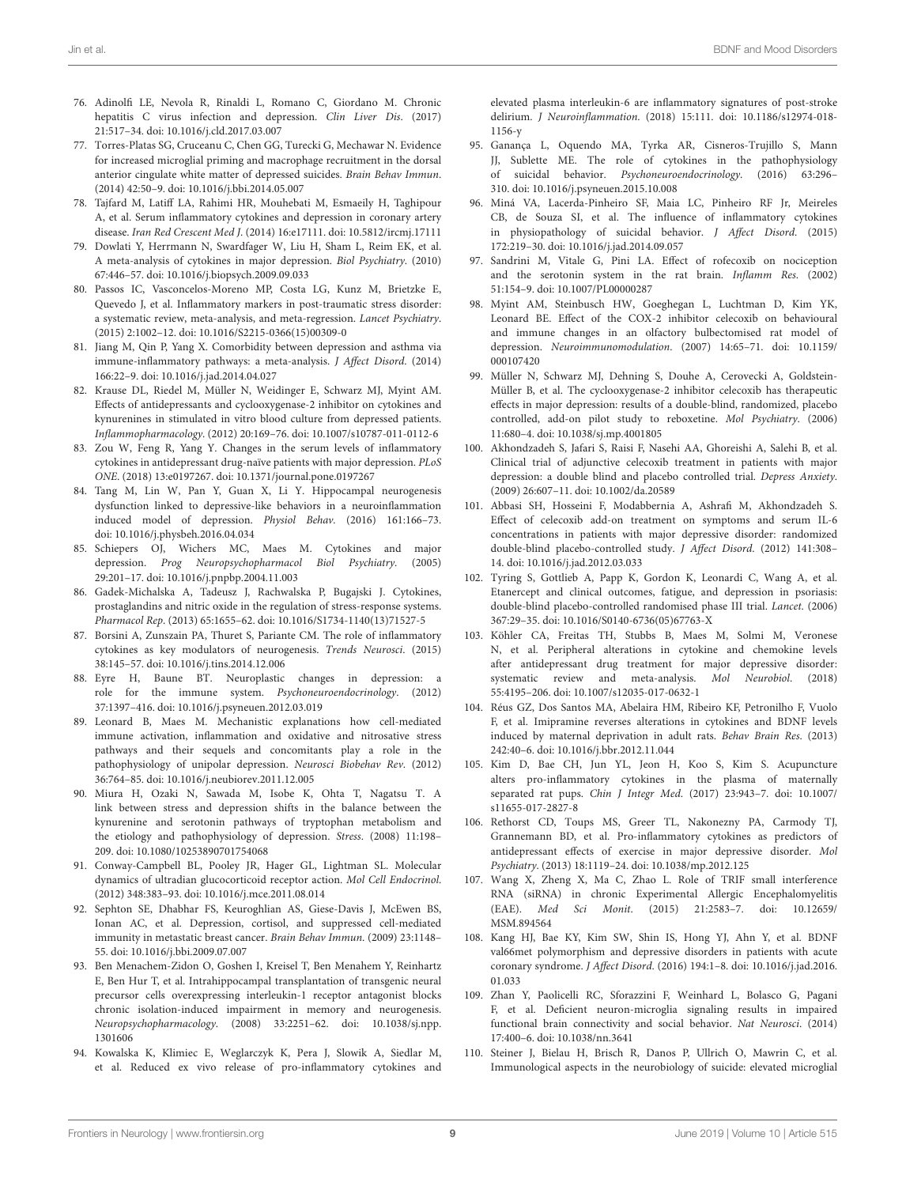76. Adinolfi LE, Nevola R, Rinaldi L, Romano C, Giordano M. Chronic hepatitis C virus infection and depression. *Clin Liver Dis*. (2017) 21:517–34. doi: 10.1016/j.cld.2017.03.007
77. Torres-Platas SG, Cruceanu C, Chen GG, Turecki G, Mechawar N. Evidence for increased microglial priming and macrophage recruitment in the dorsal anterior cingulate white matter of depressed suicides. *Brain Behav Immun*. (2014) 42:50–9. doi: 10.1016/j.bbi.2014.05.007
78. Tajfard M, Latiff LA, Rahimi HR, Mouhebati M, Esmaeily H, Taghipour A, et al. Serum inflammatory cytokines and depression in coronary artery disease. *Iran Red Crescent Med J*. (2014) 16:e17111. doi: 10.5812/ircmj.17111
79. Dowlati Y, Herrmann N, Swardfager W, Liu H, Sham L, Reim EK, et al. A meta-analysis of cytokines in major depression. *Biol Psychiatry*. (2010) 67:446–57. doi: 10.1016/j.biopsych.2009.09.033
80. Passos IC, Vasconcelos-Moreno MP, Costa LG, Kunz M, Brietzke E, Quevedo J, et al. Inflammatory markers in post-traumatic stress disorder: a systematic review, meta-analysis, and meta-regression. *Lancet Psychiatry*. (2015) 2:1002–12. doi: 10.1016/S2215-0366(15)00309-0
81. Jiang M, Qin P, Yang X. Comorbidity between depression and asthma via immune-inflammatory pathways: a meta-analysis. *J Affect Disord*. (2014) 166:22–9. doi: 10.1016/j.jad.2014.04.027
82. Krause DL, Riedel M, Müller N, Weidinger E, Schwarz MJ, Myint AM. Effects of antidepressants and cyclooxygenase-2 inhibitor on cytokines and kynurenines in stimulated in vitro blood culture from depressed patients. *Inflammopharmacology*. (2012) 20:169–76. doi: 10.1007/s10787-011-0112-6
83. Zou W, Feng R, Yang Y. Changes in the serum levels of inflammatory cytokines in antidepressant drug-naïve patients with major depression. *PLoS ONE*. (2018) 13:e0197267. doi: 10.1371/journal.pone.0197267
84. Tang M, Lin W, Pan Y, Guan X, Li Y. Hippocampal neurogenesis dysfunction linked to depressive-like behaviors in a neuroinflammation induced model of depression. *Physiol Behav*. (2016) 161:166–73. doi: 10.1016/j.physbeh.2016.04.034
85. Schiepers OJ, Wichers MC, Maes M. Cytokines and major depression. *Prog Neuropsychopharmacol Biol Psychiatry*. (2005) 29:201–17. doi: 10.1016/j.pnpbp.2004.11.003
86. Gadek-Michalska A, Tadeusz J, Rachwalska P, Bugajski J. Cytokines, prostaglandins and nitric oxide in the regulation of stress-response systems. *Pharmacol Rep*. (2013) 65:1655–62. doi: 10.1016/S1734-1140(13)71527-5
87. Borsini A, Zunszain PA, Thuret S, Pariante CM. The role of inflammatory cytokines as key modulators of neurogenesis. *Trends Neurosci*. (2015) 38:145–57. doi: 10.1016/j.tins.2014.12.006
88. Eyre H, Baune BT. Neuroplastic changes in depression: a role for the immune system. *Psychoneuroendocrinology*. (2012) 37:1397–416. doi: 10.1016/j.psyneuen.2012.03.019
89. Leonard B, Maes M. Mechanistic explanations how cell-mediated immune activation, inflammation and oxidative and nitrosative stress pathways and their sequels and concomitants play a role in the pathophysiology of unipolar depression. *Neurosci Biobehav Rev*. (2012) 36:764–85. doi: 10.1016/j.neubiorev.2011.12.005
90. Miura H, Ozaki N, Sawada M, Isobe K, Ohta T, Nagatsu T. A link between stress and depression shifts in the balance between the kynurenine and serotonin pathways of tryptophan metabolism and the etiology and pathophysiology of depression. *Stress*. (2008) 11:198–209. doi: 10.1080/10253890701754068
91. Conway-Campbell BL, Pooley JR, Hager GL, Lightman SL. Molecular dynamics of ultradian glucocorticoid receptor action. *Mol Cell Endocrinol*. (2012) 348:383–93. doi: 10.1016/j.mce.2011.08.014
92. Sephton SE, Dhabhar FS, Keuroghlian AS, Giese-Davis J, McEwen BS, Ionan AC, et al. Depression, cortisol, and suppressed cell-mediated immunity in metastatic breast cancer. *Brain Behav Immun*. (2009) 23:1148–55. doi: 10.1016/j.bbi.2009.07.007
93. Ben Menachem-Zidon O, Goshen I, Kreisel T, Ben Menahem Y, Reinhartz E, Ben Hur T, et al. Intrahippocampal transplantation of transgenic neural precursor cells overexpressing interleukin-1 receptor antagonist blocks chronic isolation-induced impairment in memory and neurogenesis. *Neuropsychopharmacology*. (2008) 33:2251–62. doi: 10.1038/sj.npp.1301606
94. Kowalska K, Klimiec E, Weglarczyk K, Pera J, Slowik A, Siedlar M, et al. Reduced ex vivo release of pro-inflammatory cytokines and elevated plasma interleukin-6 are inflammatory signatures of post-stroke delirium. *J Neuroinflammation*. (2018) 15:111. doi: 10.1186/s12974-018-1156-y
95. Ganança L, Oquendo MA, Tyrka AR, Cisneros-Trujillo S, Mann JJ, Sublette ME. The role of cytokines in the pathophysiology of suicidal behavior. *Psychoneuroendocrinology*. (2016) 63:296–310. doi: 10.1016/j.psyneuen.2015.10.008
96. Miná VA, Lacerda-Pinheiro SF, Maia LC, Pinheiro RF Jr, Meireles CB, de Souza SI, et al. The influence of inflammatory cytokines in physiopathology of suicidal behavior. *J Affect Disord*. (2015) 172:219–30. doi: 10.1016/j.jad.2014.09.057
97. Sandrini M, Vitale G, Pini LA. Effect of rofecoxib on nociception and the serotonin system in the rat brain. *Inflamm Res*. (2002) 51:154–9. doi: 10.1007/PL00000287
98. Myint AM, Steinbusch HW, Goeghegan L, Luchtman D, Kim YK, Leonard BE. Effect of the COX-2 inhibitor celecoxib on behavioural and immune changes in an olfactory bulbectomised rat model of depression. *Neuroimmunomodulation*. (2007) 14:65–71. doi: 10.1159/000107420
99. Müller N, Schwarz MJ, Dehning S, Douhe A, Cerovecki A, Goldstein-Müller B, et al. The cyclooxygenase-2 inhibitor celecoxib has therapeutic effects in major depression: results of a double-blind, randomized, placebo controlled, add-on pilot study to reboxetine. *Mol Psychiatry*. (2006) 11:680–4. doi: 10.1038/sj.mp.4001805
100. Akhondzadeh S, Jafari S, Raisi F, Nasehi AA, Ghoreishi A, Salehi B, et al. Clinical trial of adjunctive celecoxib treatment in patients with major depression: a double blind and placebo controlled trial. *Depress Anxiety*. (2009) 26:607–11. doi: 10.1002/da.20589
101. Abbasi SH, Hosseini F, Modabbernia A, Ashrafi M, Akhondzadeh S. Effect of celecoxib add-on treatment on symptoms and serum IL-6 concentrations in patients with major depressive disorder: randomized double-blind placebo-controlled study. *J Affect Disord*. (2012) 141:308–14. doi: 10.1016/j.jad.2012.03.033
102. Tyring S, Gottlieb A, Papp K, Gordon K, Leonardi C, Wang A, et al. Etanercept and clinical outcomes, fatigue, and depression in psoriasis: double-blind placebo-controlled randomised phase III trial. *Lancet*. (2006) 367:29–35. doi: 10.1016/S0140-6736(05)67763-X
103. Köhler CA, Freitas TH, Stubbs B, Maes M, Solmi M, Veronese N, et al. Peripheral alterations in cytokine and chemokine levels after antidepressant drug treatment for major depressive disorder: systematic review and meta-analysis. *Mol Neurobiol*. (2018) 55:4195–206. doi: 10.1007/s12035-017-0632-1
104. Réus GZ, Dos Santos MA, Abelaira HM, Ribeiro KF, Petronilho F, Vuolo F, et al. Imipramine reverses alterations in cytokines and BDNF levels induced by maternal deprivation in adult rats. *Behav Brain Res*. (2013) 242:40–6. doi: 10.1016/j.bbr.2012.11.044
105. Kim D, Bae CH, Jun YL, Jeon H, Koo S, Kim S. Acupuncture alters pro-inflammatory cytokines in the plasma of maternally separated rat pups. *Chin J Integr Med*. (2017) 23:943–7. doi: 10.1007/s11655-017-2827-8
106. Rethorst CD, Toups MS, Greer TL, Nakonezny PA, Carmody TJ, Grannemann BD, et al. Pro-inflammatory cytokines as predictors of antidepressant effects of exercise in major depressive disorder. *Mol Psychiatry*. (2013) 18:1119–24. doi: 10.1038/mp.2012.125
107. Wang X, Zheng X, Ma C, Zhao L. Role of TRIF small interference RNA (siRNA) in chronic Experimental Allergic Encephalomyelitis (EAE). *Med Sci Monit*. (2015) 21:2583–7. doi: 10.12659/MSM.894564
108. Kang HJ, Bae KY, Kim SW, Shin IS, Hong YJ, Ahn Y, et al. BDNF val66met polymorphism and depressive disorders in patients with acute coronary syndrome. *J Affect Disord*. (2016) 194:1–8. doi: 10.1016/j.jad.2016.01.033
109. Zhan Y, Paolicelli RC, Sforazzini F, Weinhard L, Bolasco G, Pagani F, et al. Deficient neuron-microglia signaling results in impaired functional brain connectivity and social behavior. *Nat Neurosci*. (2014) 17:400–6. doi: 10.1038/nn.3641
110. Steiner J, Bielau H, Brisch R, Danos P, Ullrich O, Mawrin C, et al. Immunological aspects in the neurobiology of suicide: elevated microglial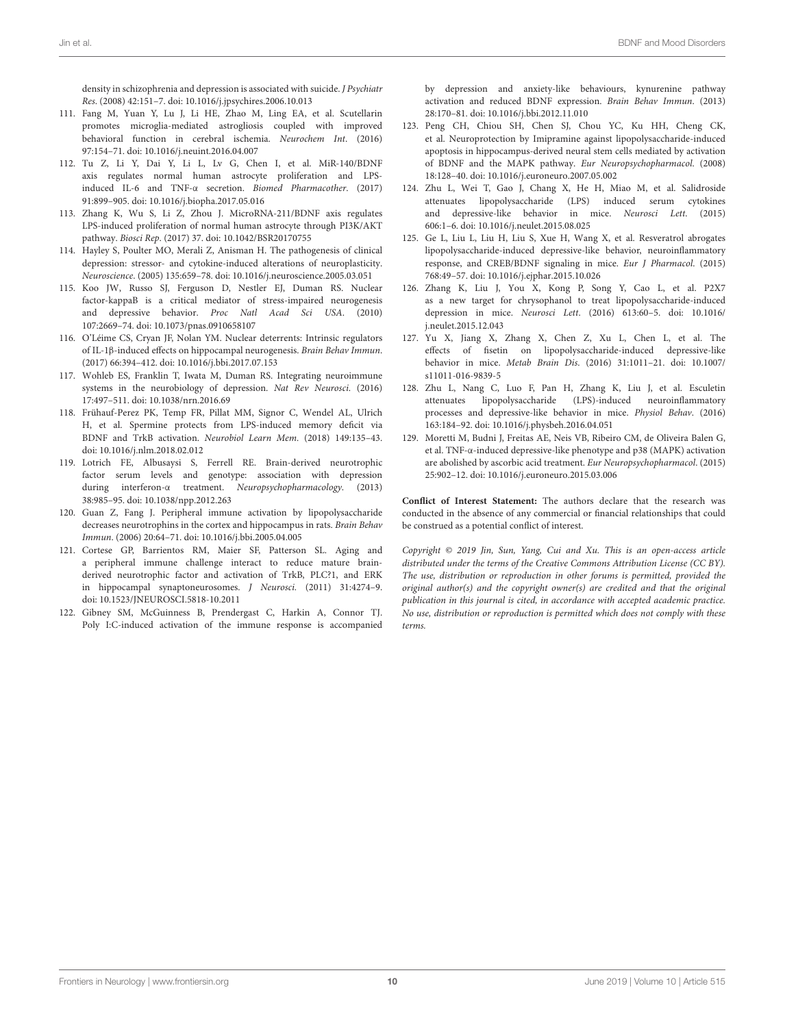density in schizophrenia and depression is associated with suicide. *J Psychiatr Res*. (2008) 42:151–7. doi: 10.1016/j.jpsychires.2006.10.013

111. Fang M, Yuan Y, Lu J, Li HE, Zhao M, Ling EA, et al. Scutellarin promotes microglia-mediated astrogliosis coupled with improved behavioral function in cerebral ischemia. *Neurochem Int*. (2016) 97:154–71. doi: 10.1016/j.neuint.2016.04.007
112. Tu Z, Li Y, Dai Y, Li L, Lv G, Chen I, et al. MiR-140/BDNF axis regulates normal human astrocyte proliferation and LPS-induced IL-6 and TNF-α secretion. *Biomed Pharmacother*. (2017) 91:899–905. doi: 10.1016/j.biopha.2017.05.016
113. Zhang K, Wu S, Li Z, Zhou J. MicroRNA-211/BDNF axis regulates LPS-induced proliferation of normal human astrocyte through PI3K/AKT pathway. *Biosci Rep*. (2017) 37. doi: 10.1042/BSR20170755
114. Hayley S, Poulter MO, Merali Z, Anisman H. The pathogenesis of clinical depression: stressor- and cytokine-induced alterations of neuroplasticity. *Neuroscience*. (2005) 135:659–78. doi: 10.1016/j.neuroscience.2005.03.051
115. Koo JW, Russo SJ, Ferguson D, Nestler EJ, Duman RS. Nuclear factor-kappaB is a critical mediator of stress-impaired neurogenesis and depressive behavior. *Proc Natl Acad Sci USA*. (2010) 107:2669–74. doi: 10.1073/pnas.0910658107
116. O'Léime CS, Cryan JF, Nolan YM. Nuclear deterrents: Intrinsic regulators of IL-1β-induced effects on hippocampal neurogenesis. *Brain Behav Immun*. (2017) 66:394–412. doi: 10.1016/j.bbi.2017.07.153
117. Wohleb ES, Franklin T, Iwata M, Duman RS. Integrating neuroimmune systems in the neurobiology of depression. *Nat Rev Neurosci*. (2016) 17:497–511. doi: 10.1038/nrn.2016.69
118. Frühauf-Perez PK, Temp FR, Pillat MM, Signor C, Wendel AL, Ulrich H, et al. Spermine protects from LPS-induced memory deficit via BDNF and TrkB activation. *Neurobiol Learn Mem*. (2018) 149:135–43. doi: 10.1016/j.nlm.2018.02.012
119. Lotrich FE, Albusaysi S, Ferrell RE. Brain-derived neurotrophic factor serum levels and genotype: association with depression during interferon-α treatment. *Neuropsychopharmacology*. (2013) 38:985–95. doi: 10.1038/npp.2012.263
120. Guan Z, Fang J. Peripheral immune activation by lipopolysaccharide decreases neurotrophins in the cortex and hippocampus in rats. *Brain Behav Immun*. (2006) 20:64–71. doi: 10.1016/j.bbi.2005.04.005
121. Cortese GP, Barrientos RM, Maier SF, Patterson SL. Aging and a peripheral immune challenge interact to reduce mature brain-derived neurotrophic factor and activation of TrkB, PLC?1, and ERK in hippocampal synaptoneurosomes. *J Neurosci*. (2011) 31:4274–9. doi: 10.1523/JNEUROSCI.5818-10.2011
122. Gibney SM, McGuinness B, Prendergast C, Harkin A, Connor TJ. Poly I:C-induced activation of the immune response is accompanied by depression and anxiety-like behaviours, kynurenine pathway activation and reduced BDNF expression. *Brain Behav Immun*. (2013) 28:170–81. doi: 10.1016/j.bbi.2012.11.010
123. Peng CH, Chiou SH, Chen SJ, Chou YC, Ku HH, Cheng CK, et al. Neuroprotection by Imipramine against lipopolysaccharide-induced apoptosis in hippocampus-derived neural stem cells mediated by activation of BDNF and the MAPK pathway. *Eur Neuropsychopharmacol*. (2008) 18:128–40. doi: 10.1016/j.euroneuro.2007.05.002
124. Zhu L, Wei T, Gao J, Chang X, He H, Miao M, et al. Salidroside attenuates lipopolysaccharide (LPS) induced serum cytokines and depressive-like behavior in mice. *Neurosci Lett*. (2015) 606:1–6. doi: 10.1016/j.neulet.2015.08.025
125. Ge L, Liu L, Liu H, Liu S, Xue H, Wang X, et al. Resveratrol abrogates lipopolysaccharide-induced depressive-like behavior, neuroinflammatory response, and CREB/BDNF signaling in mice. *Eur J Pharmacol*. (2015) 768:49–57. doi: 10.1016/j.ejphar.2015.10.026
126. Zhang K, Liu J, You X, Kong P, Song Y, Cao L, et al. P2X7 as a new target for chrysophanol to treat lipopolysaccharide-induced depression in mice. *Neurosci Lett*. (2016) 613:60–5. doi: 10.1016/j.neulet.2015.12.043
127. Yu X, Jiang X, Zhang X, Chen Z, Xu L, Chen L, et al. The effects of fisetin on lipopolysaccharide-induced depressive-like behavior in mice. *Metab Brain Dis*. (2016) 31:1011–21. doi: 10.1007/s11011-016-9839-5
128. Zhu L, Nang C, Luo F, Pan H, Zhang K, Liu J, et al. Esculetin attenuates lipopolysaccharide (LPS)-induced neuroinflammatory processes and depressive-like behavior in mice. *Physiol Behav*. (2016) 163:184–92. doi: 10.1016/j.physbeh.2016.04.051
129. Moretti M, Budni J, Freitas AE, Neis VB, Ribeiro CM, de Oliveira Balen G, et al. TNF-α-induced depressive-like phenotype and p38 (MAPK) activation are abolished by ascorbic acid treatment. *Eur Neuropsychopharmacol*. (2015) 25:902–12. doi: 10.1016/j.euroneuro.2015.03.006

**Conflict of Interest Statement:** The authors declare that the research was conducted in the absence of any commercial or financial relationships that could be construed as a potential conflict of interest.

*Copyright © 2019 Jin, Sun, Yang, Cui and Xu. This is an open-access article distributed under the terms of the Creative Commons Attribution License (CC BY). The use, distribution or reproduction in other forums is permitted, provided the original author(s) and the copyright owner(s) are credited and that the original publication in this journal is cited, in accordance with accepted academic practice. No use, distribution or reproduction is permitted which does not comply with these terms.*